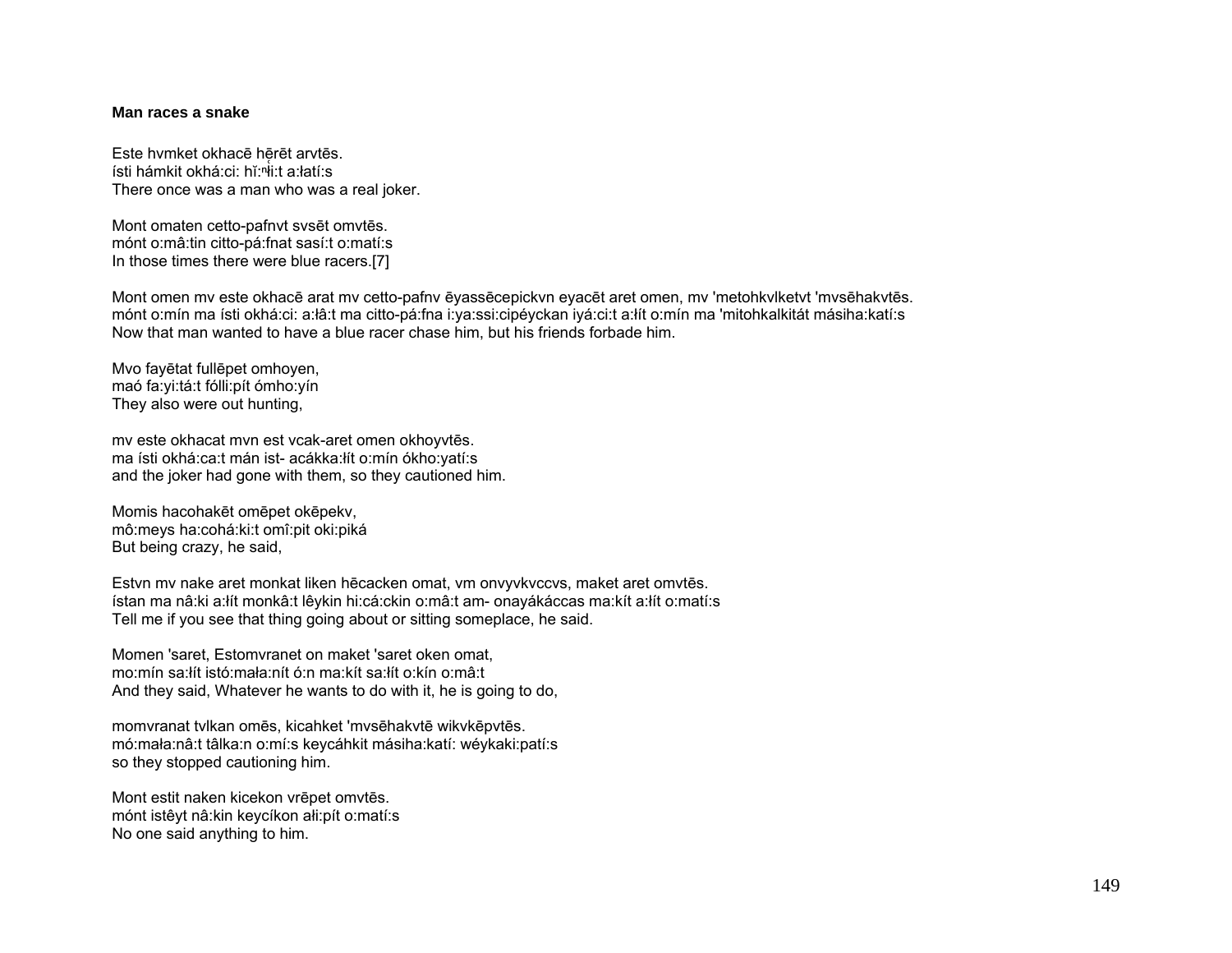**Man races a snake**

Este hvmket okhacē hērēt arvtēs.
ísti hámkit okhá:ci: hĭ:ⁿli:t a:łatí:s
There once was a man who was a real joker.

Mont omaten cetto-pafnvt svsēt omvtēs.
mónt o:mâ:tin citto-pá:fnat sasí:t o:matí:s
In those times there were blue racers.[7]

Mont omen mv este okhacē arat mv cetto-pafnv ēyassēcepickvn eyacēt aret omen, mv 'metohkvlketvt 'mvsēhakvtēs.
mónt o:mín ma ísti okhá:ci: a:łâ:t ma citto-pá:fna i:ya:ssi:cipéyckan iyá:ci:t a:łít o:mín ma 'mitohkalkitát másiha:katí:s
Now that man wanted to have a blue racer chase him, but his friends forbade him.

Mvo fayētat fullēpet omhoyen,
maó fa:yi:tá:t fólli:pít ómho:yín
They also were out hunting,

mv este okhacat mvn est vcak-aret omen okhoyvtēs.
ma ísti okhá:ca:t mán ist- acákka:łít o:mín ókho:yatí:s
and the joker had gone with them, so they cautioned him.

Momis hacohakēt omēpet okēpekv,
mô:meys ha:cohá:ki:t omî:pit oki:piká
But being crazy, he said,

Estvn mv nake aret monkat liken hēcacken omat, vm onvyvkvccvs, maket aret omvtēs.
ístan ma nâ:ki a:łít monkâ:t lêykin hi:cá:ckin o:mâ:t am- onayákáccas ma:kít a:łít o:matí:s
Tell me if you see that thing going about or sitting someplace, he said.

Momen 'saret, Estomvranet on maket 'saret oken omat,
mo:mín sa:łít istó:mała:nít ó:n ma:kít sa:łít o:kín o:mâ:t
And they said, Whatever he wants to do with it, he is going to do,

momvranat tvlkan omēs, kicahket 'mvsēhakvtē wikvkēpvtēs.
mó:mała:nâ:t tâlka:n o:mí:s keycáhkit másiha:katí: wéykaki:patí:s
so they stopped cautioning him.

Mont estit naken kicekon vrēpet omvtēs.
mónt istêyt nâ:kin keycíkon ałi:pít o:matí:s
No one said anything to him.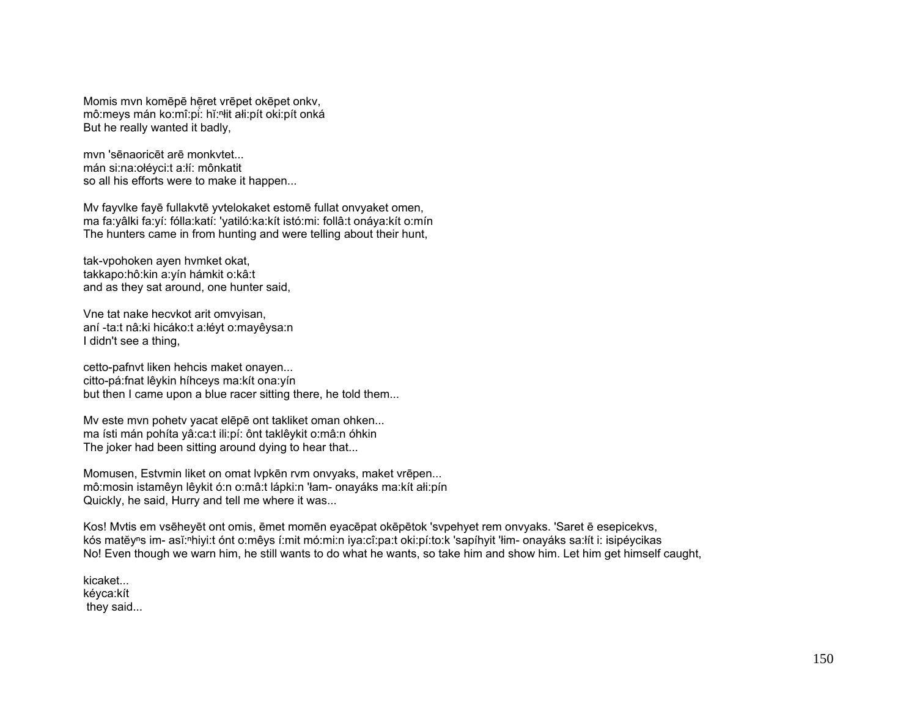Momis mvn komēpē hēret vrēpet okēpet onkv,
mô:meys mán ko:mî:pí: hĭ:$^n$łit ałi:pít oki:pít onká
But he really wanted it badly,

mvn 'sēnaoricēt arē monkvtet...
mán si:na:ołéyci:t a:łí: mônkatit
so all his efforts were to make it happen...

Mv fayvlke fayē fullakvtē yvtelokaket estomē fullat onvyaket omen,
ma fa:yâlki fa:yí: fólla:katí: 'yatiló:ka:kít istó:mi: follâ:t onáya:kít o:mín
The hunters came in from hunting and were telling about their hunt,

tak-vpohoken ayen hvmket okat,
takkapo:hô:kin a:yín hámkit o:kâ:t
and as they sat around, one hunter said,

Vne tat nake hecvkot arit omvyisan,
aní -ta:t nâ:ki hicáko:t a:łéyt o:mayêysa:n
I didn't see a thing,

cetto-pafnvt liken hehcis maket onayen...
citto-pá:fnat lêykin híhceys ma:kít ona:yín
but then I came upon a blue racer sitting there, he told them...

Mv este mvn pohetv yacat elēpē ont takliket oman ohken...
ma ísti mán pohíta yâ:ca:t ili:pí: ônt taklêykit o:mâ:n óhkin
The joker had been sitting around dying to hear that...

Momusen, Estvmin liket on omat lvpkēn rvm onvyaks, maket vrēpen...
mô:mosin istamêyn lêykit ó:n o:mâ:t lápki:n 'łam- onayáks ma:kít ałi:pín
Quickly, he said, Hurry and tell me where it was...

Kos! Mvtis em vsēheyēt ont omis, ēmet momēn eyacēpat okēpētok 'svpehyet rem onvyaks. 'Saret ē esepicekvs,
kós matĕy$^n$s im- asĭ:$^n$hiyi:t ónt o:mêys í:mit mó:mi:n iya:cî:pa:t oki:pí:to:k 'sapíhyit 'łim- onayáks sa:łít i: isipéycikas
No! Even though we warn him, he still wants to do what he wants, so take him and show him. Let him get himself caught,

kicaket...
kéyca:kít
they said...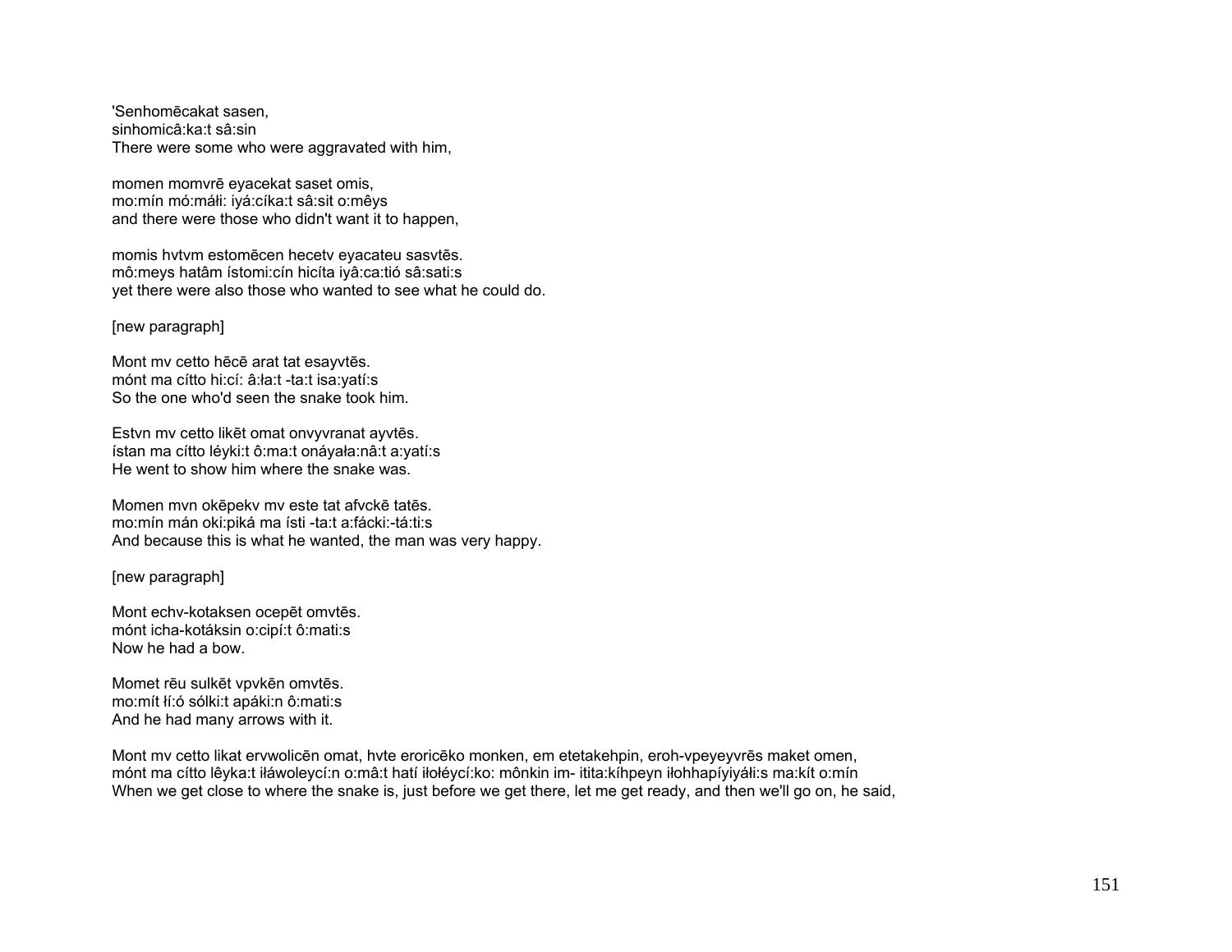'Senhomēcakat sasen,
sinhomicâ:ka:t sâ:sin
There were some who were aggravated with him,

momen momvrē eyacekat saset omis,
mo:mín mó:máłi: iyá:cíka:t sâ:sit o:mêys
and there were those who didn't want it to happen,

momis hvtvm estomēcen hecetv eyacateu sasvtēs.
mô:meys hatâm ístomi:cín hicíta iyâ:ca:tió sâ:sati:s
yet there were also those who wanted to see what he could do.

[new paragraph]

Mont mv cetto hēcē arat tat esayvtēs.
mónt ma cítto hi:cí: â:ła:t -ta:t isa:yatí:s
So the one who'd seen the snake took him.

Estvn mv cetto likēt omat onvyvranat ayvtēs.
ístan ma cítto léyki:t ô:ma:t onáyała:nâ:t a:yatí:s
He went to show him where the snake was.

Momen mvn okēpekv mv este tat afvckē tatēs.
mo:mín mán oki:piká ma ísti -ta:t a:fácki:-tá:ti:s
And because this is what he wanted, the man was very happy.

[new paragraph]

Mont echv-kotaksen ocepēt omvtēs.
mónt icha-kotáksin o:cipí:t ô:mati:s
Now he had a bow.

Momet rēu sulkēt vpvkēn omvtēs.
mo:mít łí:ó sólki:t apáki:n ô:mati:s
And he had many arrows with it.

Mont mv cetto likat ervwolicēn omat, hvte eroricēko monken, em etetakehpin, eroh-vpeyeyvrēs maket omen,
mónt ma cítto lêyka:t iłáwoleycí:n o:mâ:t hatí iłołéycí:ko: mônkin im- itita:kíhpeyn iłohhapíyiyáłi:s ma:kít o:mín
When we get close to where the snake is, just before we get there, let me get ready, and then we'll go on, he said,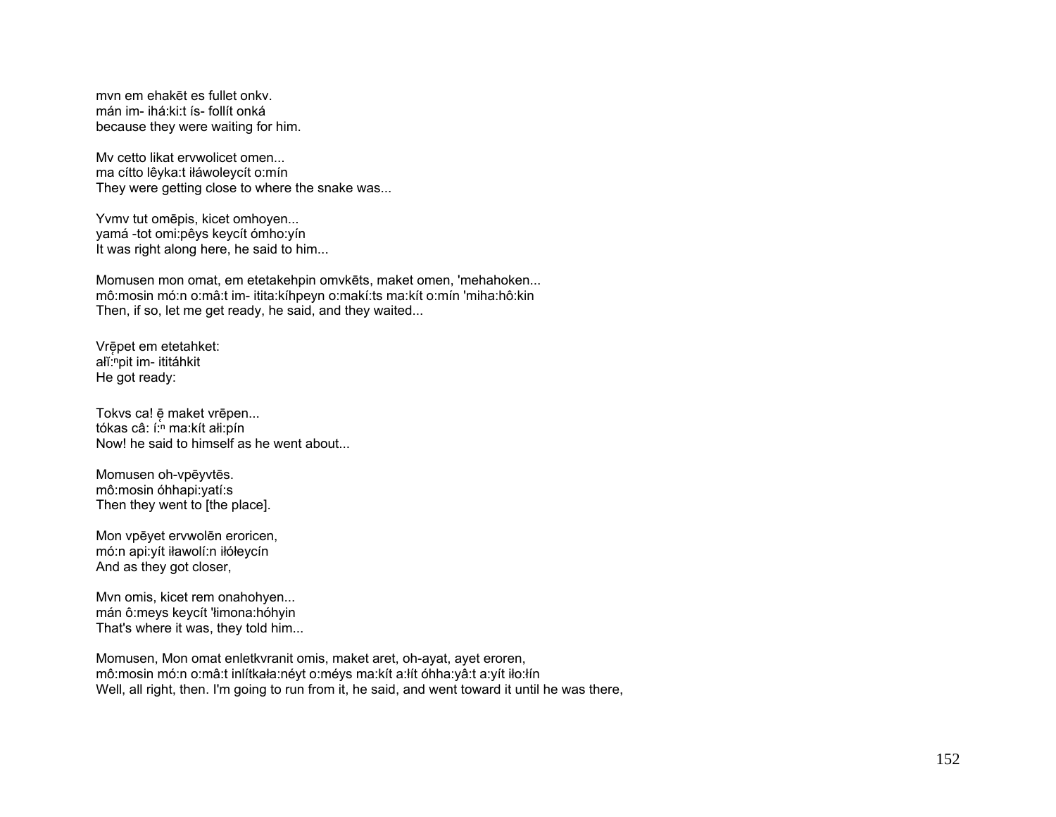mvn em ehakēt es fullet onkv.
mán im- ihá:ki:t ís- follít onká
because they were waiting for him.

Mv cetto likat ervwolicet omen...
ma cítto lêyka:t iłáwoleycít o:mín
They were getting close to where the snake was...

Yvmv tut omēpis, kicet omhoyen...
yamá -tot omi:pêys keycít ómho:yín
It was right along here, he said to him...

Momusen mon omat, em etetakehpin omvkēts, maket omen, 'mehahoken...
mô:mosin mó:n o:mâ:t im- itita:kíhpeyn o:makí:ts ma:kít o:mín 'miha:hô:kin
Then, if so, let me get ready, he said, and they waited...

Vrē̜pet em etetahket:
ałĭ̜:ⁿpit im- ititáhkit
He got ready:

Tokvs ca! ē̜ maket vrēpen...
tókas câ: í̜:ⁿ ma:kít ałi:pín
Now! he said to himself as he went about...

Momusen oh-vpēyvtēs.
mô:mosin óhhapi:yatí:s
Then they went to [the place].

Mon vpēyet ervwolēn eroricen,
mó:n api:yít iławolí:n iłółeycín
And as they got closer,

Mvn omis, kicet rem onahohyen...
mán ô:meys keycít 'łimona:hóhyin
That's where it was, they told him...

Momusen, Mon omat enletkvranit omis, maket aret, oh-ayat, ayet eroren,
mô:mosin mó:n o:mâ:t inlítkała:néyt o:méys ma:kít a:łít óhha:yâ:t a:yít iło:łín
Well, all right, then. I'm going to run from it, he said, and went toward it until he was there,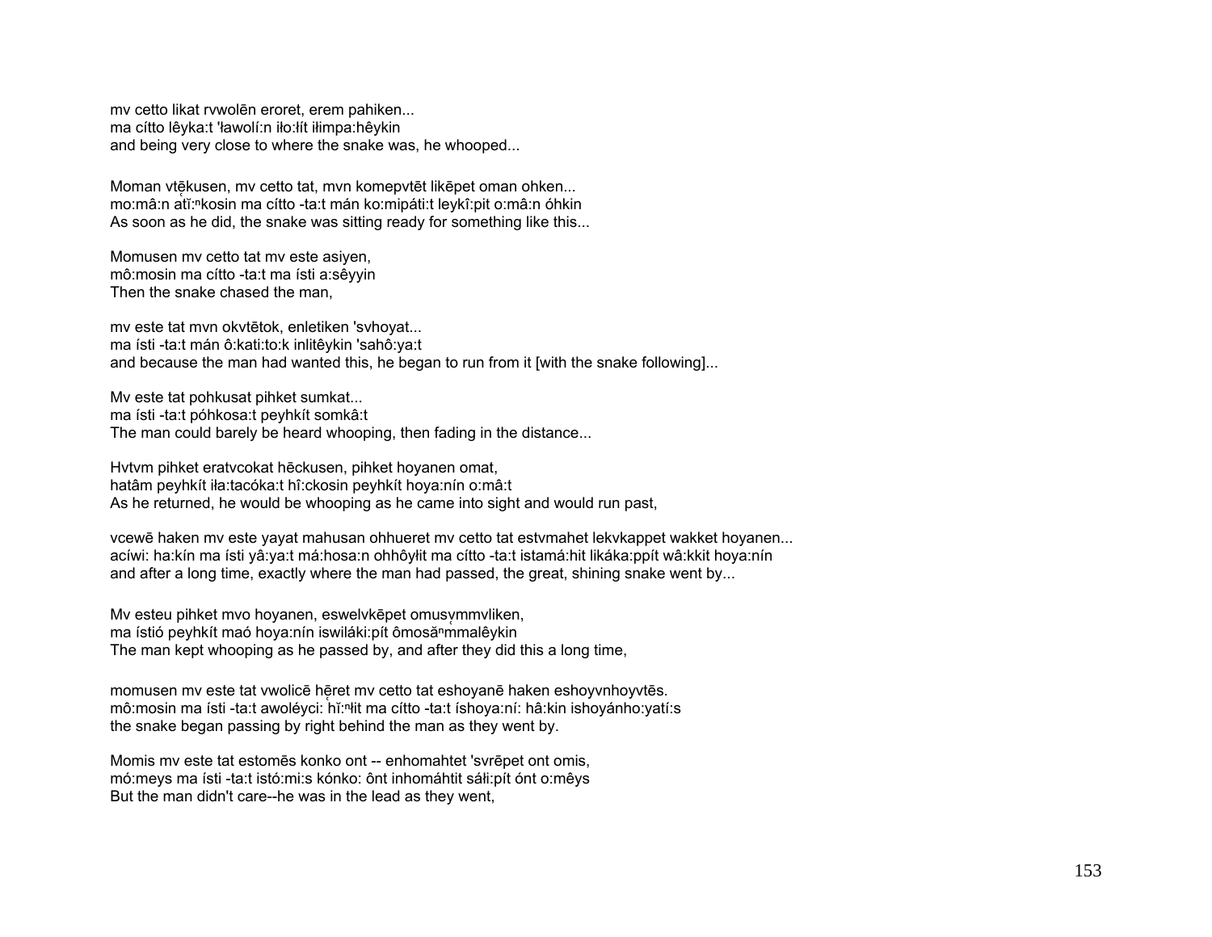mv cetto likat rvwolēn eroret, erem pahiken...
ma cítto lêyka:t 'ławolí:n iło:łít iłimpa:hêykin
and being very close to where the snake was, he whooped...

Moman vtę̄kusen, mv cetto tat, mvn komepvtēt likēpet oman ohken...
mo:mâ:n atį̆:$^{n}$kosin ma cítto -ta:t mán ko:mipáti:t leykî:pit o:mâ:n óhkin
As soon as he did, the snake was sitting ready for something like this...

Momusen mv cetto tat mv este asiyen,
mô:mosin ma cítto -ta:t ma ísti a:sêyyin
Then the snake chased the man,

mv este tat mvn okvtētok, enletiken 'svhoyat...
ma ísti -ta:t mán ô:kati:to:k inlitêykin 'sahô:ya:t
and because the man had wanted this, he began to run from it [with the snake following]...

Mv este tat pohkusat pihket sumkat...
ma ísti -ta:t póhkosa:t peyhkít somkâ:t
The man could barely be heard whooping, then fading in the distance...

Hvtvm pihket eratvcokat hēckusen, pihket hoyanen omat,
hatâm peyhkít iła:tacóka:t hî:ckosin peyhkít hoya:nín o:mâ:t
As he returned, he would be whooping as he came into sight and would run past,

vcewē haken mv este yayat mahusan ohhueret mv cetto tat estvmahet lekvkappet wakket hoyanen...
acíwi: ha:kín ma ísti yâ:ya:t má:hosa:n ohhôyłit ma cítto -ta:t istamá:hit likáka:ppít wâ:kkit hoya:nín
and after a long time, exactly where the man had passed, the great, shining snake went by...

Mv esteu pihket mvo hoyanen, eswelvkēpet omusv̨mmvliken,
ma ístió peyhkít maó hoya:nín iswiláki:pít ômosą̆$^{n}$mmalêykin
The man kept whooping as he passed by, and after they did this a long time,

momusen mv este tat vwolicē hę̄ret mv cetto tat eshoyanē haken eshoyvnhoyvtēs.
mô:mosin ma ísti -ta:t awoléyci: hį̆:$^{n}$łit ma cítto -ta:t íshoya:ní: hâ:kin ishoyánho:yatí:s
the snake began passing by right behind the man as they went by.

Momis mv este tat estomēs konko ont -- enhomahtet 'svrēpet ont omis,
mó:meys ma ísti -ta:t istó:mi:s kónko: ônt inhomáhtit sáłi:pít ónt o:mêys
But the man didn't care--he was in the lead as they went,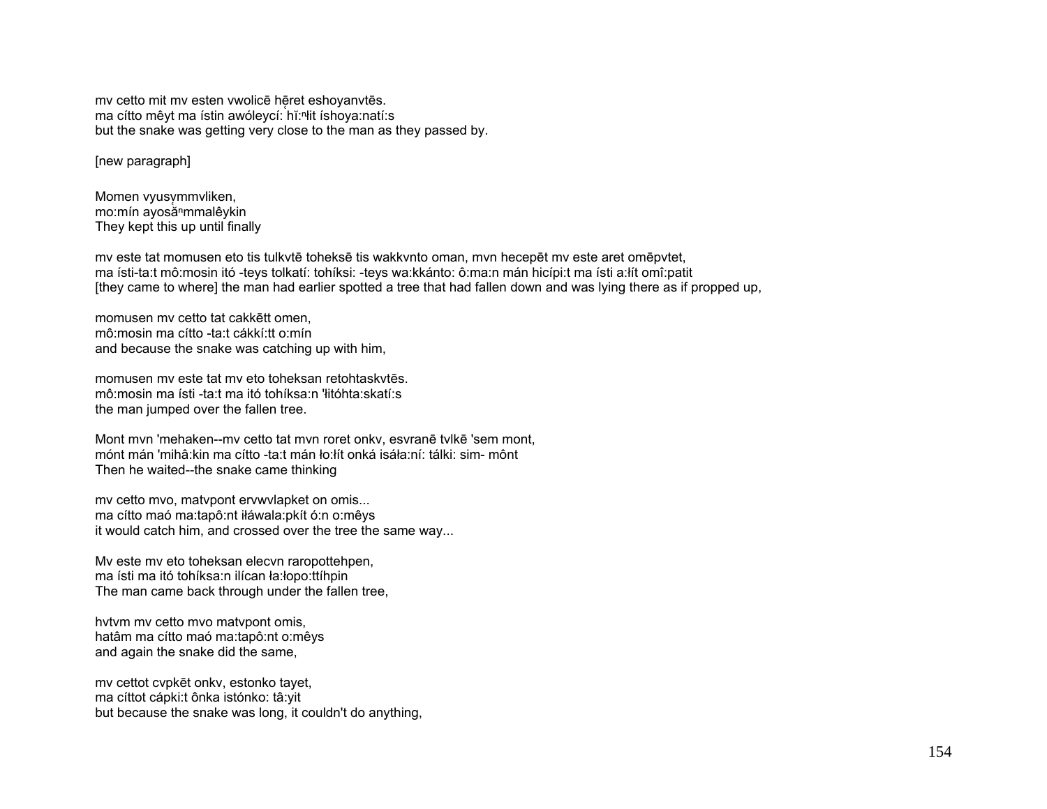mv cetto mit mv esten vwolicē hẹ̄ret eshoyanvtēs.
ma cítto mêyt ma ístin awóleycí: hĭ:ⁿɬit íshoya:natí:s
but the snake was getting very close to the man as they passed by.

[new paragraph]

Momen vyusẹmmvliken,
mo:mín ayosăⁿmmalêykin
They kept this up until finally

mv este tat momusen eto tis tulkvtē toheksē tis wakkvnto oman, mvn hecepēt mv este aret omēpvtet,
ma ísti-ta:t mô:mosin itó -teys tolkatí: tohíksi: -teys wa:kkánto: ô:ma:n mán hicípi:t ma ísti a:ɬít omî:patit
[they came to where] the man had earlier spotted a tree that had fallen down and was lying there as if propped up,

momusen mv cetto tat cakkētt omen,
mô:mosin ma cítto -ta:t cákkí:tt o:mín
and because the snake was catching up with him,

momusen mv este tat mv eto toheksan retohtaskvtēs.
mô:mosin ma ísti -ta:t ma itó tohíksa:n 'ɬitóhta:skatí:s
the man jumped over the fallen tree.

Mont mvn 'mehaken--mv cetto tat mvn roret onkv, esvranē tvlkē 'sem mont,
mónt mán 'mihâ:kin ma cítto -ta:t mán ɬo:ɬít onká isáɬa:ní: tálki: sim- mônt
Then he waited--the snake came thinking

mv cetto mvo, matvpont ervwvlapket on omis...
ma cítto maó ma:tapô:nt iɬáwala:pkít ó:n o:mêys
it would catch him, and crossed over the tree the same way...

Mv este mv eto toheksan elecvn raropottehpen,
ma ísti ma itó tohíksa:n ilícan ɬa:ɬopo:ttíhpin
The man came back through under the fallen tree,

hvtvm mv cetto mvo matvpont omis,
hatâm ma cítto maó ma:tapô:nt o:mêys
and again the snake did the same,

mv cettot cvpkēt onkv, estonko tayet,
ma cíttot cápki:t ônka istónko: tâ:yit
but because the snake was long, it couldn't do anything,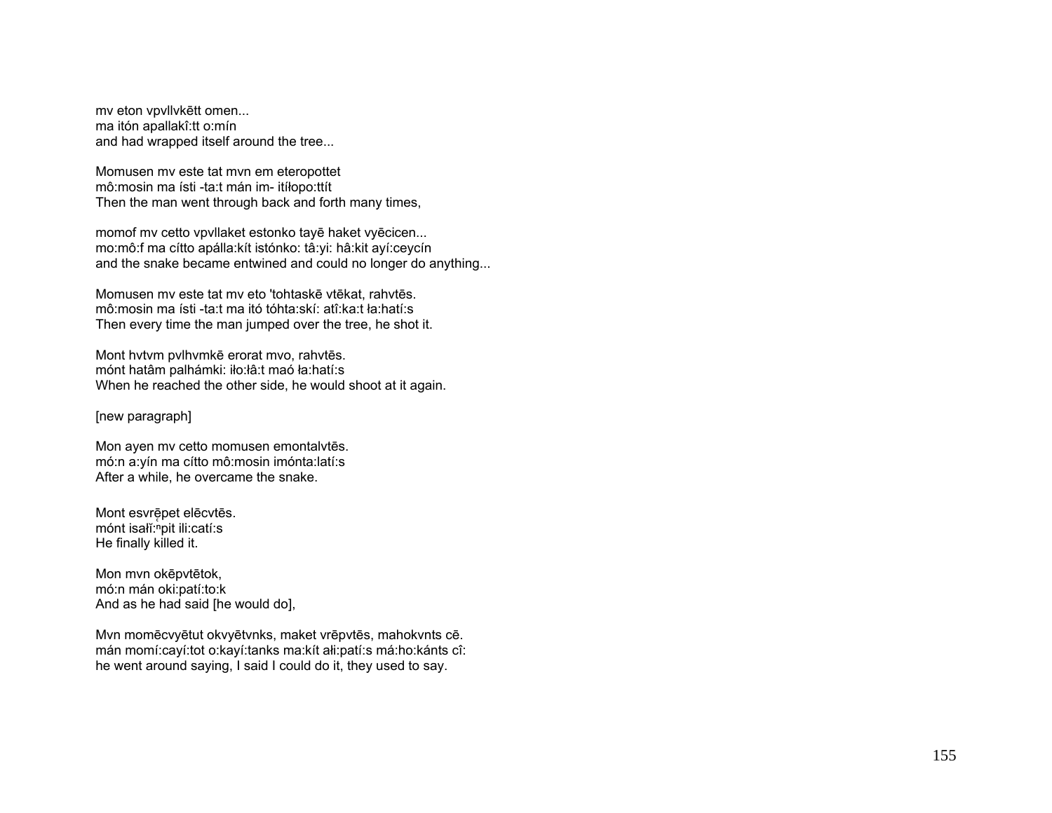mv eton vpvllvkētt omen...
ma itón apallakî:tt o:mín
and had wrapped itself around the tree...

Momusen mv este tat mvn em eteropottet
mô:mosin ma ísti -ta:t mán im- itíłopo:ttít
Then the man went through back and forth many times,

momof mv cetto vpvllaket estonko tayē haket vyēcicen...
mo:mô:f ma cítto apálla:kít istónko: tâ:yi: hâ:kit ayí:ceycín
and the snake became entwined and could no longer do anything...

Momusen mv este tat mv eto 'tohtaskē vtēkat, rahvtēs.
mô:mosin ma ísti -ta:t ma itó tóhta:skí: atî:ka:t ła:hatí:s
Then every time the man jumped over the tree, he shot it.

Mont hvtvm pvlhvmkē erorat mvo, rahvtēs.
mónt hatâm palhámki: iło:łâ:t maó ła:hatí:s
When he reached the other side, he would shoot at it again.

[new paragraph]

Mon ayen mv cetto momusen emontalvtēs.
mó:n a:yín ma cítto mô:mosin imónta:latí:s
After a while, he overcame the snake.

Mont esvrēpet elēcvtēs.
mónt isałĭ:$^{n}$pit ili:catí:s
He finally killed it.

Mon mvn okēpvtētok,
mó:n mán oki:patí:to:k
And as he had said [he would do],

Mvn momēcvyētut okvyētvnks, maket vrēpvtēs, mahokvnts cē.
mán momí:cayí:tot o:kayí:tanks ma:kít ałi:patí:s má:ho:kánts cî:
he went around saying, I said I could do it, they used to say.